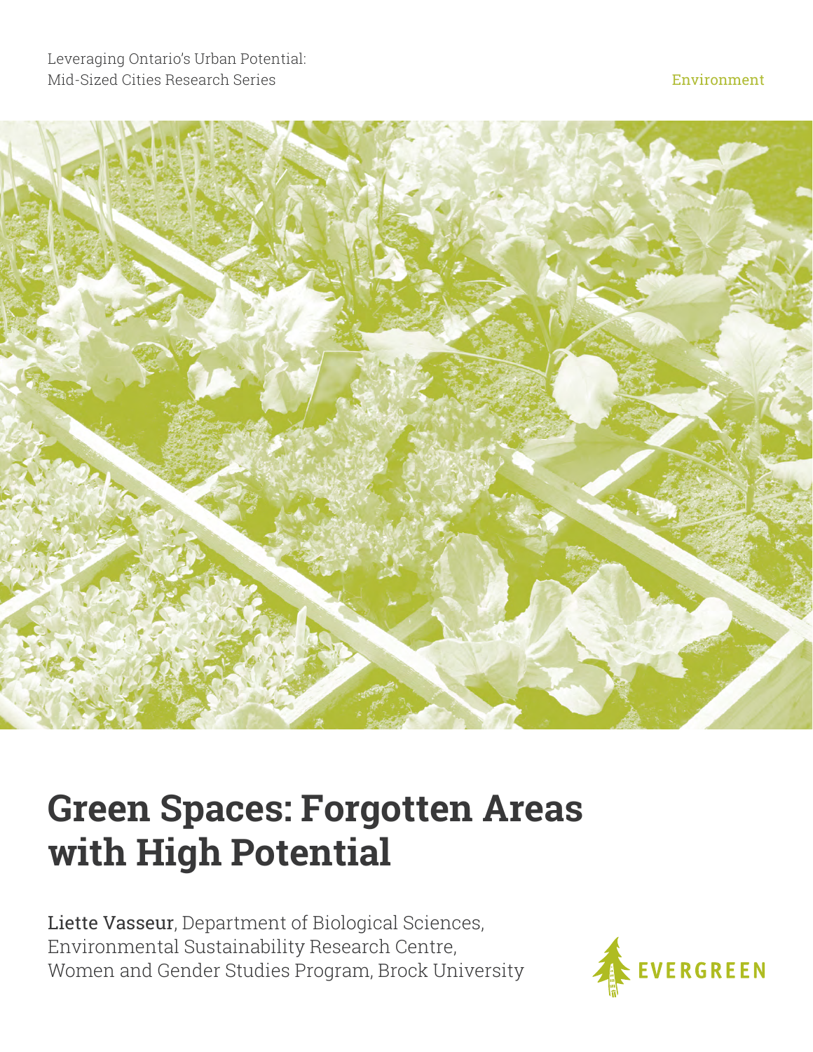Leveraging Ontario's Urban Potential: Mid-Sized Cities Research Series

Environment

# Green Spaces: Forgotten Areas with High Potential

Liette Vasseur, Department of Biological Sciences, Environmental Sustainability Research Centre, Women and Gender Studies Program, Brock University

EVERGREEN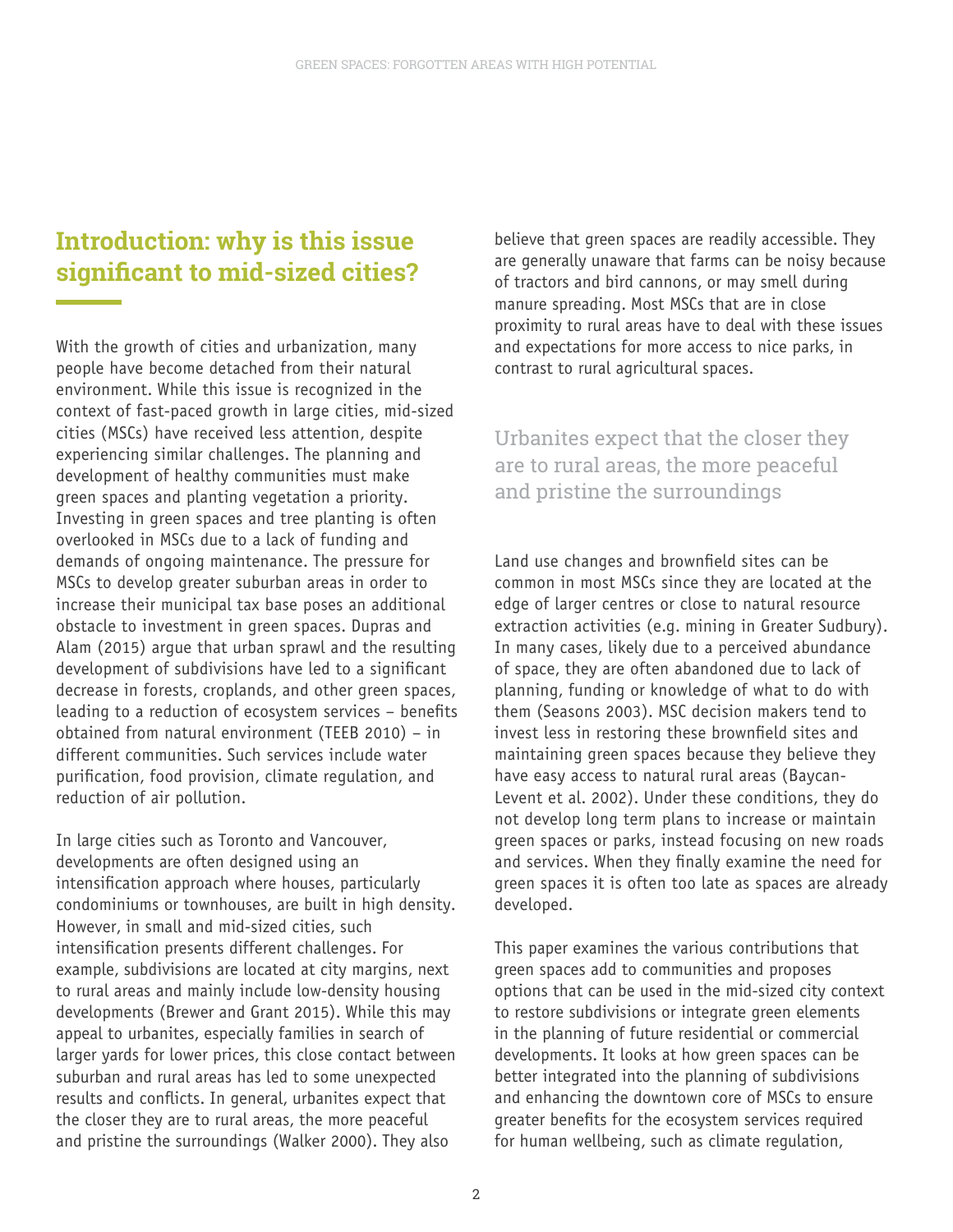## Introduction: why is this issue significant to mid-sized cities?

With the growth of cities and urbanization, many people have become detached from their natural environment. While this issue is recognized in the context of fast-paced growth in large cities, mid-sized cities (MSCs) have received less attention, despite experiencing similar challenges. The planning and development of healthy communities must make green spaces and planting vegetation a priority. Investing in green spaces and tree planting is often overlooked in MSCs due to a lack of funding and demands of ongoing maintenance. The pressure for MSCs to develop greater suburban areas in order to increase their municipal tax base poses an additional obstacle to investment in green spaces. Dupras and Alam (2015) argue that urban sprawl and the resulting development of subdivisions have led to a significant decrease in forests, croplands, and other green spaces, leading to a reduction of ecosystem services – benefits obtained from natural environment (TEEB 2010) – in different communities. Such services include water purification, food provision, climate regulation, and reduction of air pollution.

In large cities such as Toronto and Vancouver, developments are often designed using an intensification approach where houses, particularly condominiums or townhouses, are built in high density. However, in small and mid-sized cities, such intensification presents different challenges. For example, subdivisions are located at city margins, next to rural areas and mainly include low-density housing developments (Brewer and Grant 2015). While this may appeal to urbanites, especially families in search of larger yards for lower prices, this close contact between suburban and rural areas has led to some unexpected results and conflicts. In general, urbanites expect that the closer they are to rural areas, the more peaceful and pristine the surroundings (Walker 2000). They also believe that green spaces are readily accessible. They are generally unaware that farms can be noisy because of tractors and bird cannons, or may smell during manure spreading. Most MSCs that are in close proximity to rural areas have to deal with these issues and expectations for more access to nice parks, in contrast to rural agricultural spaces.

> Urbanites expect that the closer they are to rural areas, the more peaceful and pristine the surroundings

Land use changes and brownfield sites can be common in most MSCs since they are located at the edge of larger centres or close to natural resource extraction activities (e.g. mining in Greater Sudbury). In many cases, likely due to a perceived abundance of space, they are often abandoned due to lack of planning, funding or knowledge of what to do with them (Seasons 2003). MSC decision makers tend to invest less in restoring these brownfield sites and maintaining green spaces because they believe they have easy access to natural rural areas (Baycan-Levent et al. 2002). Under these conditions, they do not develop long term plans to increase or maintain green spaces or parks, instead focusing on new roads and services. When they finally examine the need for green spaces it is often too late as spaces are already developed.

This paper examines the various contributions that green spaces add to communities and proposes options that can be used in the mid-sized city context to restore subdivisions or integrate green elements in the planning of future residential or commercial developments. It looks at how green spaces can be better integrated into the planning of subdivisions and enhancing the downtown core of MSCs to ensure greater benefits for the ecosystem services required for human wellbeing, such as climate regulation,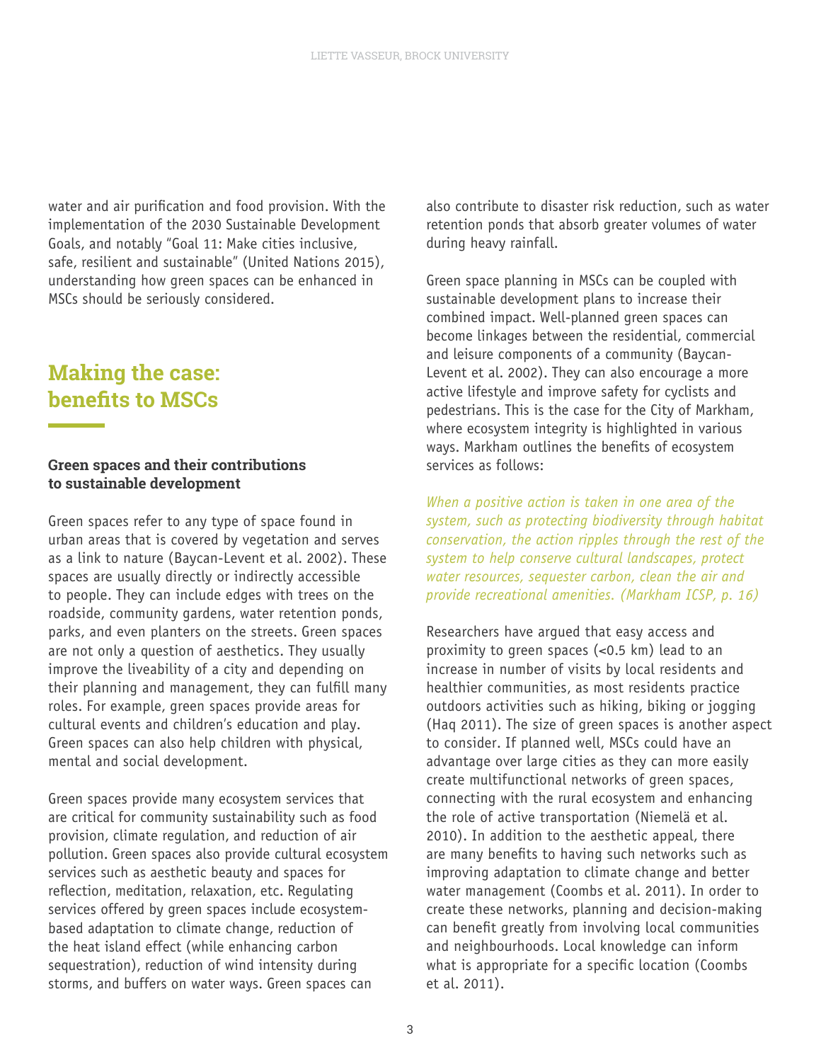water and air purification and food provision. With the implementation of the 2030 Sustainable Development Goals, and notably "Goal 11: Make cities inclusive, safe, resilient and sustainable" (United Nations 2015), understanding how green spaces can be enhanced in MSCs should be seriously considered.

## Making the case: benefits to MSCs

### Green spaces and their contributions to sustainable development

Green spaces refer to any type of space found in urban areas that is covered by vegetation and serves as a link to nature (Baycan-Levent et al. 2002). These spaces are usually directly or indirectly accessible to people. They can include edges with trees on the roadside, community gardens, water retention ponds, parks, and even planters on the streets. Green spaces are not only a question of aesthetics. They usually improve the liveability of a city and depending on their planning and management, they can fulfill many roles. For example, green spaces provide areas for cultural events and children's education and play. Green spaces can also help children with physical, mental and social development.

Green spaces provide many ecosystem services that are critical for community sustainability such as food provision, climate regulation, and reduction of air pollution. Green spaces also provide cultural ecosystem services such as aesthetic beauty and spaces for reflection, meditation, relaxation, etc. Regulating services offered by green spaces include ecosystem-based adaptation to climate change, reduction of the heat island effect (while enhancing carbon sequestration), reduction of wind intensity during storms, and buffers on water ways. Green spaces can also contribute to disaster risk reduction, such as water retention ponds that absorb greater volumes of water during heavy rainfall.

Green space planning in MSCs can be coupled with sustainable development plans to increase their combined impact. Well-planned green spaces can become linkages between the residential, commercial and leisure components of a community (Baycan-Levent et al. 2002). They can also encourage a more active lifestyle and improve safety for cyclists and pedestrians. This is the case for the City of Markham, where ecosystem integrity is highlighted in various ways. Markham outlines the benefits of ecosystem services as follows:

*When a positive action is taken in one area of the system, such as protecting biodiversity through habitat conservation, the action ripples through the rest of the system to help conserve cultural landscapes, protect water resources, sequester carbon, clean the air and provide recreational amenities. (Markham ICSP, p. 16)*

Researchers have argued that easy access and proximity to green spaces (<0.5 km) lead to an increase in number of visits by local residents and healthier communities, as most residents practice outdoors activities such as hiking, biking or jogging (Haq 2011). The size of green spaces is another aspect to consider. If planned well, MSCs could have an advantage over large cities as they can more easily create multifunctional networks of green spaces, connecting with the rural ecosystem and enhancing the role of active transportation (Niemelä et al. 2010). In addition to the aesthetic appeal, there are many benefits to having such networks such as improving adaptation to climate change and better water management (Coombs et al. 2011). In order to create these networks, planning and decision-making can benefit greatly from involving local communities and neighbourhoods. Local knowledge can inform what is appropriate for a specific location (Coombs et al. 2011).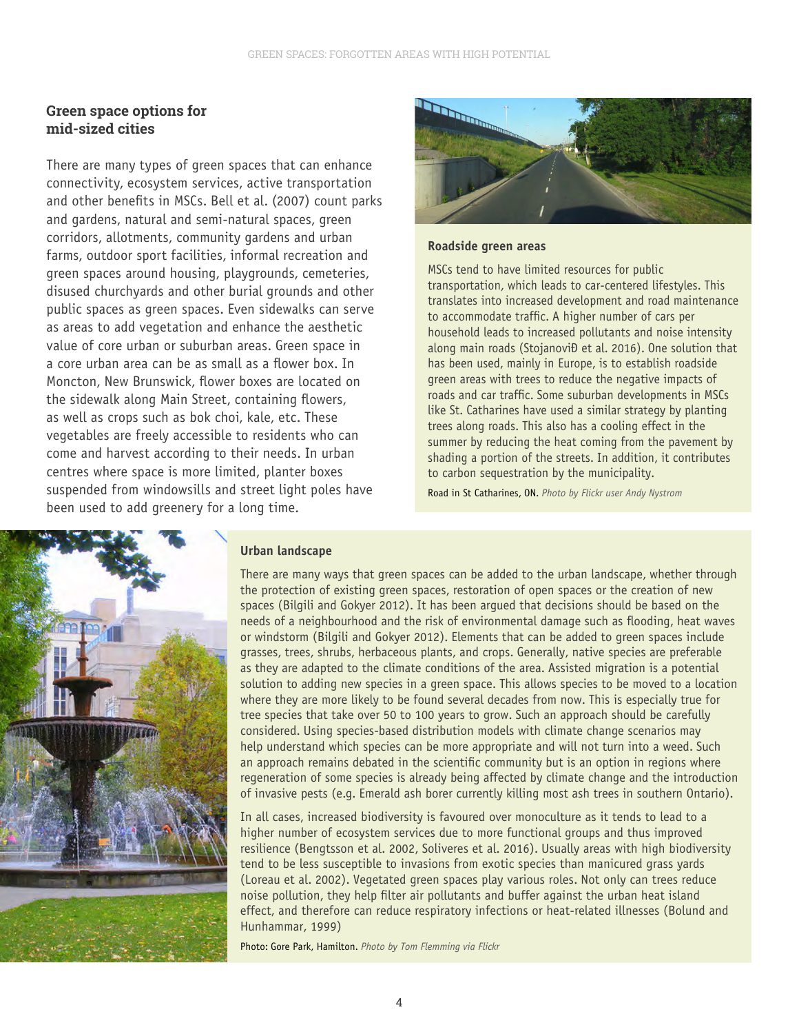## Green space options for mid-sized cities

There are many types of green spaces that can enhance connectivity, ecosystem services, active transportation and other benefits in MSCs. Bell et al. (2007) count parks and gardens, natural and semi-natural spaces, green corridors, allotments, community gardens and urban farms, outdoor sport facilities, informal recreation and green spaces around housing, playgrounds, cemeteries, disused churchyards and other burial grounds and other public spaces as green spaces. Even sidewalks can serve as areas to add vegetation and enhance the aesthetic value of core urban or suburban areas. Green space in a core urban area can be as small as a flower box. In Moncton, New Brunswick, flower boxes are located on the sidewalk along Main Street, containing flowers, as well as crops such as bok choi, kale, etc. These vegetables are freely accessible to residents who can come and harvest according to their needs. In urban centres where space is more limited, planter boxes suspended from windowsills and street light poles have been used to add greenery for a long time.

### Roadside green areas

MSCs tend to have limited resources for public transportation, which leads to car-centered lifestyles. This translates into increased development and road maintenance to accommodate traffic. A higher number of cars per household leads to increased pollutants and noise intensity along main roads (StojanoviĐ et al. 2016). One solution that has been used, mainly in Europe, is to establish roadside green areas with trees to reduce the negative impacts of roads and car traffic. Some suburban developments in MSCs like St. Catharines have used a similar strategy by planting trees along roads. This also has a cooling effect in the summer by reducing the heat coming from the pavement by shading a portion of the streets. In addition, it contributes to carbon sequestration by the municipality.

Road in St Catharines, ON. *Photo by Flickr user Andy Nystrom*

### Urban landscape

There are many ways that green spaces can be added to the urban landscape, whether through the protection of existing green spaces, restoration of open spaces or the creation of new spaces (Bilgili and Gokyer 2012). It has been argued that decisions should be based on the needs of a neighbourhood and the risk of environmental damage such as flooding, heat waves or windstorm (Bilgili and Gokyer 2012). Elements that can be added to green spaces include grasses, trees, shrubs, herbaceous plants, and crops. Generally, native species are preferable as they are adapted to the climate conditions of the area. Assisted migration is a potential solution to adding new species in a green space. This allows species to be moved to a location where they are more likely to be found several decades from now. This is especially true for tree species that take over 50 to 100 years to grow. Such an approach should be carefully considered. Using species-based distribution models with climate change scenarios may help understand which species can be more appropriate and will not turn into a weed. Such an approach remains debated in the scientific community but is an option in regions where regeneration of some species is already being affected by climate change and the introduction of invasive pests (e.g. Emerald ash borer currently killing most ash trees in southern Ontario).

In all cases, increased biodiversity is favoured over monoculture as it tends to lead to a higher number of ecosystem services due to more functional groups and thus improved resilience (Bengtsson et al. 2002, Soliveres et al. 2016). Usually areas with high biodiversity tend to be less susceptible to invasions from exotic species than manicured grass yards (Loreau et al. 2002). Vegetated green spaces play various roles. Not only can trees reduce noise pollution, they help filter air pollutants and buffer against the urban heat island effect, and therefore can reduce respiratory infections or heat-related illnesses (Bolund and Hunhammar, 1999)

Photo: Gore Park, Hamilton. *Photo by Tom Flemming via Flickr*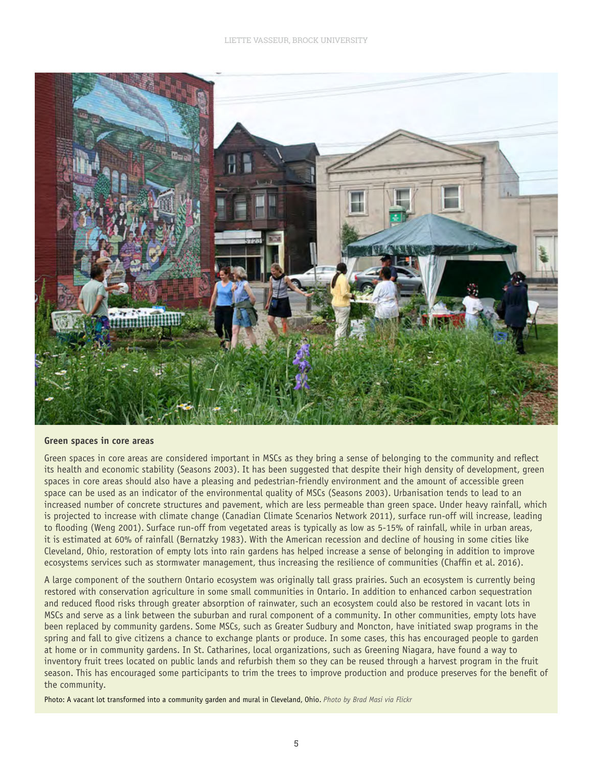## Green spaces in core areas

Green spaces in core areas are considered important in MSCs as they bring a sense of belonging to the community and reflect its health and economic stability (Seasons 2003). It has been suggested that despite their high density of development, green spaces in core areas should also have a pleasing and pedestrian-friendly environment and the amount of accessible green space can be used as an indicator of the environmental quality of MSCs (Seasons 2003). Urbanisation tends to lead to an increased number of concrete structures and pavement, which are less permeable than green space. Under heavy rainfall, which is projected to increase with climate change (Canadian Climate Scenarios Network 2011), surface run-off will increase, leading to flooding (Weng 2001). Surface run-off from vegetated areas is typically as low as 5-15% of rainfall, while in urban areas, it is estimated at 60% of rainfall (Bernatzky 1983). With the American recession and decline of housing in some cities like Cleveland, Ohio, restoration of empty lots into rain gardens has helped increase a sense of belonging in addition to improve ecosystems services such as stormwater management, thus increasing the resilience of communities (Chaffin et al. 2016).

A large component of the southern Ontario ecosystem was originally tall grass prairies. Such an ecosystem is currently being restored with conservation agriculture in some small communities in Ontario. In addition to enhanced carbon sequestration and reduced flood risks through greater absorption of rainwater, such an ecosystem could also be restored in vacant lots in MSCs and serve as a link between the suburban and rural component of a community. In other communities, empty lots have been replaced by community gardens. Some MSCs, such as Greater Sudbury and Moncton, have initiated swap programs in the spring and fall to give citizens a chance to exchange plants or produce. In some cases, this has encouraged people to garden at home or in community gardens. In St. Catharines, local organizations, such as Greening Niagara, have found a way to inventory fruit trees located on public lands and refurbish them so they can be reused through a harvest program in the fruit season. This has encouraged some participants to trim the trees to improve production and produce preserves for the benefit of the community.

Photo: A vacant lot transformed into a community garden and mural in Cleveland, Ohio. *Photo by Brad Masi via Flickr*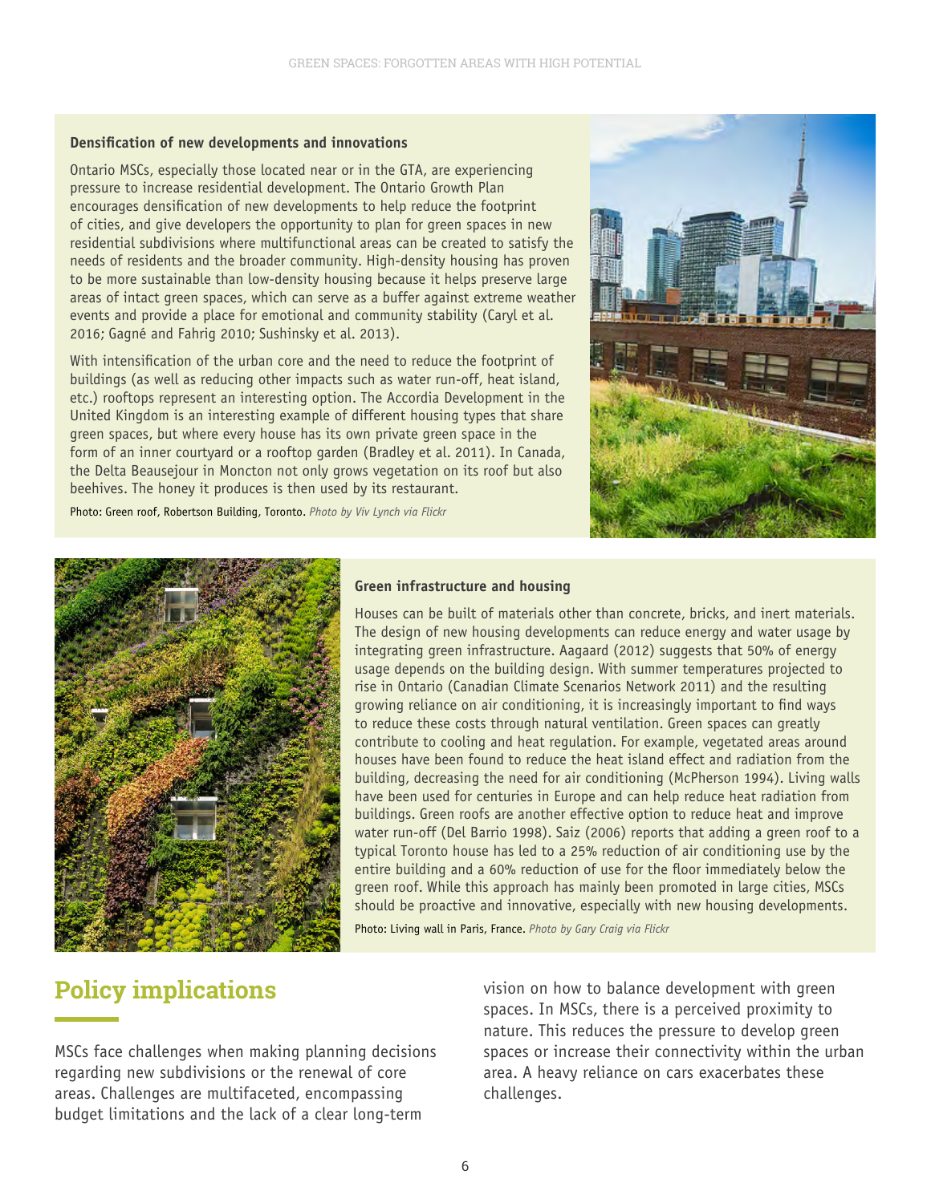### Densification of new developments and innovations

Ontario MSCs, especially those located near or in the GTA, are experiencing pressure to increase residential development. The Ontario Growth Plan encourages densification of new developments to help reduce the footprint of cities, and give developers the opportunity to plan for green spaces in new residential subdivisions where multifunctional areas can be created to satisfy the needs of residents and the broader community. High-density housing has proven to be more sustainable than low-density housing because it helps preserve large areas of intact green spaces, which can serve as a buffer against extreme weather events and provide a place for emotional and community stability (Caryl et al. 2016; Gagné and Fahrig 2010; Sushinsky et al. 2013).

With intensification of the urban core and the need to reduce the footprint of buildings (as well as reducing other impacts such as water run-off, heat island, etc.) rooftops represent an interesting option. The Accordia Development in the United Kingdom is an interesting example of different housing types that share green spaces, but where every house has its own private green space in the form of an inner courtyard or a rooftop garden (Bradley et al. 2011). In Canada, the Delta Beausejour in Moncton not only grows vegetation on its roof but also beehives. The honey it produces is then used by its restaurant.

Photo: Green roof, Robertson Building, Toronto. *Photo by Viv Lynch via Flickr*

### Green infrastructure and housing

Houses can be built of materials other than concrete, bricks, and inert materials. The design of new housing developments can reduce energy and water usage by integrating green infrastructure. Aagaard (2012) suggests that 50% of energy usage depends on the building design. With summer temperatures projected to rise in Ontario (Canadian Climate Scenarios Network 2011) and the resulting growing reliance on air conditioning, it is increasingly important to find ways to reduce these costs through natural ventilation. Green spaces can greatly contribute to cooling and heat regulation. For example, vegetated areas around houses have been found to reduce the heat island effect and radiation from the building, decreasing the need for air conditioning (McPherson 1994). Living walls have been used for centuries in Europe and can help reduce heat radiation from buildings. Green roofs are another effective option to reduce heat and improve water run-off (Del Barrio 1998). Saiz (2006) reports that adding a green roof to a typical Toronto house has led to a 25% reduction of air conditioning use by the entire building and a 60% reduction of use for the floor immediately below the green roof. While this approach has mainly been promoted in large cities, MSCs should be proactive and innovative, especially with new housing developments.

Photo: Living wall in Paris, France. *Photo by Gary Craig via Flickr*

## Policy implications

MSCs face challenges when making planning decisions regarding new subdivisions or the renewal of core areas. Challenges are multifaceted, encompassing budget limitations and the lack of a clear long-term vision on how to balance development with green spaces. In MSCs, there is a perceived proximity to nature. This reduces the pressure to develop green spaces or increase their connectivity within the urban area. A heavy reliance on cars exacerbates these challenges.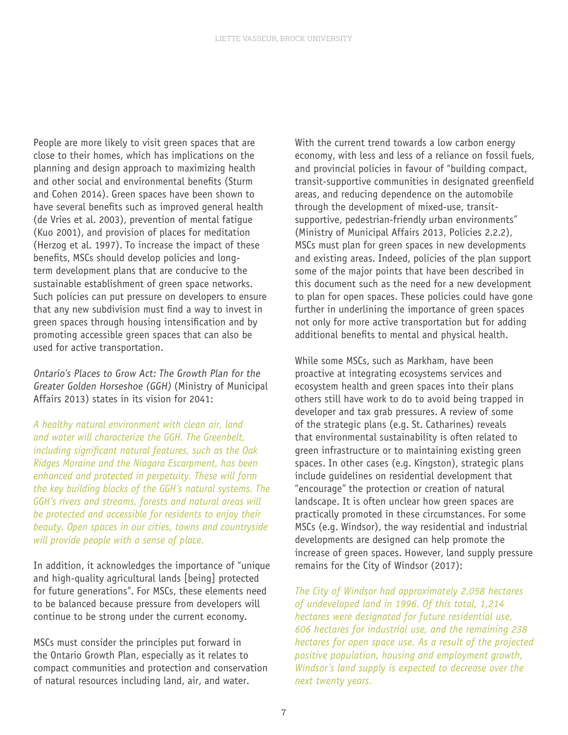People are more likely to visit green spaces that are close to their homes, which has implications on the planning and design approach to maximizing health and other social and environmental benefits (Sturm and Cohen 2014). Green spaces have been shown to have several benefits such as improved general health (de Vries et al. 2003), prevention of mental fatigue (Kuo 2001), and provision of places for meditation (Herzog et al. 1997). To increase the impact of these benefits, MSCs should develop policies and long-term development plans that are conducive to the sustainable establishment of green space networks. Such policies can put pressure on developers to ensure that any new subdivision must find a way to invest in green spaces through housing intensification and by promoting accessible green spaces that can also be used for active transportation.

*Ontario's Places to Grow Act: The Growth Plan for the Greater Golden Horseshoe (GGH)* (Ministry of Municipal Affairs 2013) states in its vision for 2041:

*A healthy natural environment with clean air, land and water will characterize the GGH. The Greenbelt, including significant natural features, such as the Oak Ridges Moraine and the Niagara Escarpment, has been enhanced and protected in perpetuity. These will form the key building blocks of the GGH's natural systems. The GGH's rivers and streams, forests and natural areas will be protected and accessible for residents to enjoy their beauty. Open spaces in our cities, towns and countryside will provide people with a sense of place.*

In addition, it acknowledges the importance of "unique and high-quality agricultural lands [being] protected for future generations". For MSCs, these elements need to be balanced because pressure from developers will continue to be strong under the current economy.

MSCs must consider the principles put forward in the Ontario Growth Plan, especially as it relates to compact communities and protection and conservation of natural resources including land, air, and water.

With the current trend towards a low carbon energy economy, with less and less of a reliance on fossil fuels, and provincial policies in favour of "building compact, transit-supportive communities in designated greenfield areas, and reducing dependence on the automobile through the development of mixed-use, transit-supportive, pedestrian-friendly urban environments" (Ministry of Municipal Affairs 2013, Policies 2.2.2), MSCs must plan for green spaces in new developments and existing areas. Indeed, policies of the plan support some of the major points that have been described in this document such as the need for a new development to plan for open spaces. These policies could have gone further in underlining the importance of green spaces not only for more active transportation but for adding additional benefits to mental and physical health.

While some MSCs, such as Markham, have been proactive at integrating ecosystems services and ecosystem health and green spaces into their plans others still have work to do to avoid being trapped in developer and tax grab pressures. A review of some of the strategic plans (e.g. St. Catharines) reveals that environmental sustainability is often related to green infrastructure or to maintaining existing green spaces. In other cases (e.g. Kingston), strategic plans include guidelines on residential development that "encourage" the protection or creation of natural landscape. It is often unclear how green spaces are practically promoted in these circumstances. For some MSCs (e.g. Windsor), the way residential and industrial developments are designed can help promote the increase of green spaces. However, land supply pressure remains for the City of Windsor (2017):

*The City of Windsor had approximately 2,058 hectares of undeveloped land in 1996. Of this total, 1,214 hectares were designated for future residential use, 606 hectares for industrial use, and the remaining 238 hectares for open space use. As a result of the projected positive population, housing and employment growth, Windsor's land supply is expected to decrease over the next twenty years.*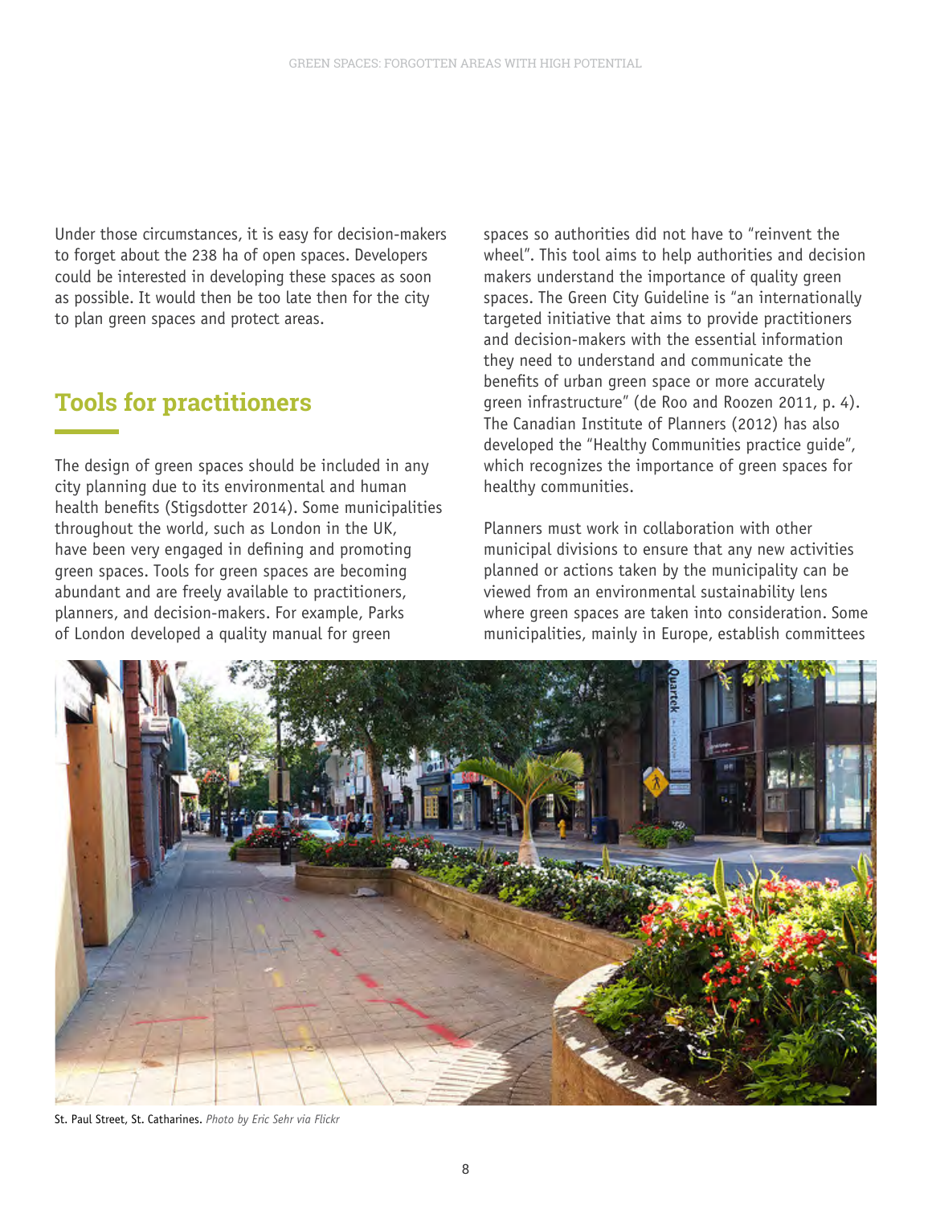Under those circumstances, it is easy for decision-makers to forget about the 238 ha of open spaces. Developers could be interested in developing these spaces as soon as possible. It would then be too late then for the city to plan green spaces and protect areas.

## Tools for practitioners

The design of green spaces should be included in any city planning due to its environmental and human health benefits (Stigsdotter 2014). Some municipalities throughout the world, such as London in the UK, have been very engaged in defining and promoting green spaces. Tools for green spaces are becoming abundant and are freely available to practitioners, planners, and decision-makers. For example, Parks of London developed a quality manual for green spaces so authorities did not have to "reinvent the wheel". This tool aims to help authorities and decision makers understand the importance of quality green spaces. The Green City Guideline is "an internationally targeted initiative that aims to provide practitioners and decision-makers with the essential information they need to understand and communicate the benefits of urban green space or more accurately green infrastructure" (de Roo and Roozen 2011, p. 4). The Canadian Institute of Planners (2012) has also developed the "Healthy Communities practice guide", which recognizes the importance of green spaces for healthy communities.

Planners must work in collaboration with other municipal divisions to ensure that any new activities planned or actions taken by the municipality can be viewed from an environmental sustainability lens where green spaces are taken into consideration. Some municipalities, mainly in Europe, establish committees

St. Paul Street, St. Catharines. *Photo by Eric Sehr via Flickr*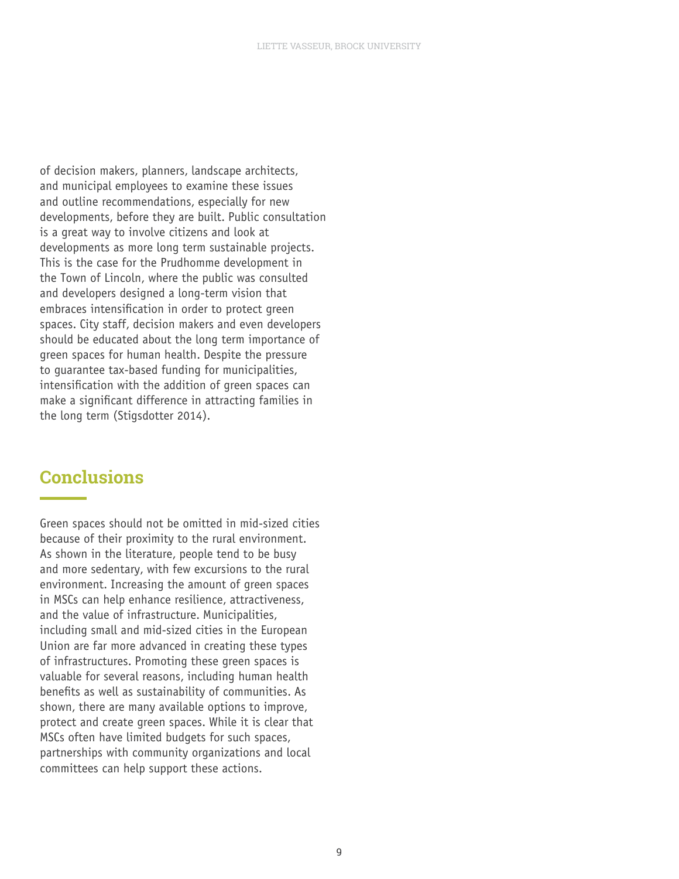of decision makers, planners, landscape architects, and municipal employees to examine these issues and outline recommendations, especially for new developments, before they are built. Public consultation is a great way to involve citizens and look at developments as more long term sustainable projects. This is the case for the Prudhomme development in the Town of Lincoln, where the public was consulted and developers designed a long-term vision that embraces intensification in order to protect green spaces. City staff, decision makers and even developers should be educated about the long term importance of green spaces for human health. Despite the pressure to guarantee tax-based funding for municipalities, intensification with the addition of green spaces can make a significant difference in attracting families in the long term (Stigsdotter 2014).

## Conclusions

Green spaces should not be omitted in mid-sized cities because of their proximity to the rural environment. As shown in the literature, people tend to be busy and more sedentary, with few excursions to the rural environment. Increasing the amount of green spaces in MSCs can help enhance resilience, attractiveness, and the value of infrastructure. Municipalities, including small and mid-sized cities in the European Union are far more advanced in creating these types of infrastructures. Promoting these green spaces is valuable for several reasons, including human health benefits as well as sustainability of communities. As shown, there are many available options to improve, protect and create green spaces. While it is clear that MSCs often have limited budgets for such spaces, partnerships with community organizations and local committees can help support these actions.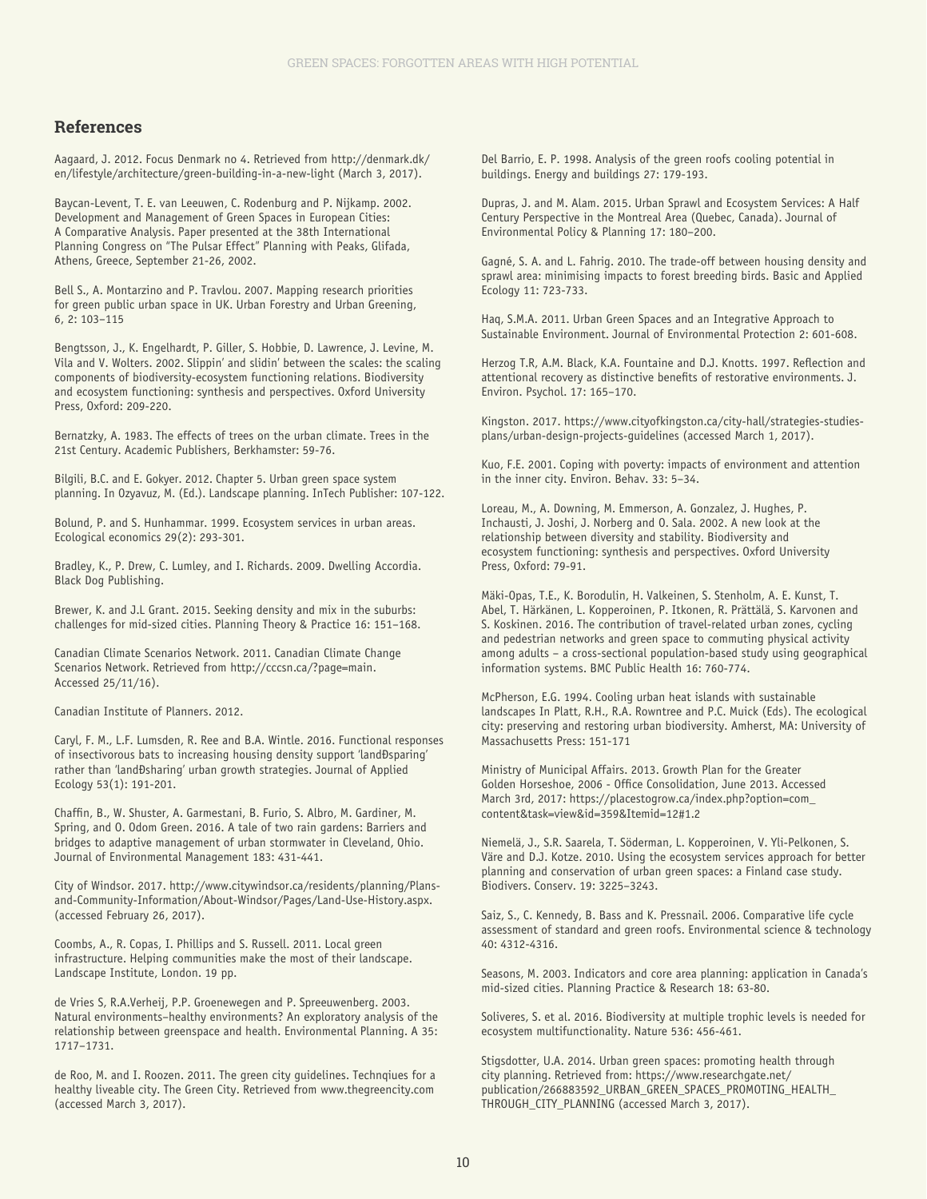## References

Aagaard, J. 2012. Focus Denmark no 4. Retrieved from http://denmark.dk/en/lifestyle/architecture/green-building-in-a-new-light (March 3, 2017).

Baycan-Levent, T. E. van Leeuwen, C. Rodenburg and P. Nijkamp. 2002. Development and Management of Green Spaces in European Cities: A Comparative Analysis. Paper presented at the 38th International Planning Congress on "The Pulsar Effect" Planning with Peaks, Glifada, Athens, Greece, September 21-26, 2002.

Bell S., A. Montarzino and P. Travlou. 2007. Mapping research priorities for green public urban space in UK. Urban Forestry and Urban Greening, 6, 2: 103–115

Bengtsson, J., K. Engelhardt, P. Giller, S. Hobbie, D. Lawrence, J. Levine, M. Vila and V. Wolters. 2002. Slippin' and slidin' between the scales: the scaling components of biodiversity-ecosystem functioning relations. Biodiversity and ecosystem functioning: synthesis and perspectives. Oxford University Press, Oxford: 209-220.

Bernatzky, A. 1983. The effects of trees on the urban climate. Trees in the 21st Century. Academic Publishers, Berkhamster: 59-76.

Bilgili, B.C. and E. Gokyer. 2012. Chapter 5. Urban green space system planning. In Ozyavuz, M. (Ed.). Landscape planning. InTech Publisher: 107-122.

Bolund, P. and S. Hunhammar. 1999. Ecosystem services in urban areas. Ecological economics 29(2): 293-301.

Bradley, K., P. Drew, C. Lumley, and I. Richards. 2009. Dwelling Accordia. Black Dog Publishing.

Brewer, K. and J.L Grant. 2015. Seeking density and mix in the suburbs: challenges for mid-sized cities. Planning Theory & Practice 16: 151–168.

Canadian Climate Scenarios Network. 2011. Canadian Climate Change Scenarios Network. Retrieved from http://cccsn.ca/?page=main. Accessed 25/11/16).

Canadian Institute of Planners. 2012.

Caryl, F. M., L.F. Lumsden, R. Ree and B.A. Wintle. 2016. Functional responses of insectivorous bats to increasing housing density support 'landÐsparing' rather than 'landÐsharing' urban growth strategies. Journal of Applied Ecology 53(1): 191-201.

Chaffin, B., W. Shuster, A. Garmestani, B. Furio, S. Albro, M. Gardiner, M. Spring, and O. Odom Green. 2016. A tale of two rain gardens: Barriers and bridges to adaptive management of urban stormwater in Cleveland, Ohio. Journal of Environmental Management 183: 431-441.

City of Windsor. 2017. http://www.citywindsor.ca/residents/planning/Plans-and-Community-Information/About-Windsor/Pages/Land-Use-History.aspx. (accessed February 26, 2017).

Coombs, A., R. Copas, I. Phillips and S. Russell. 2011. Local green infrastructure. Helping communities make the most of their landscape. Landscape Institute, London. 19 pp.

de Vries S, R.A.Verheij, P.P. Groenewegen and P. Spreeuwenberg. 2003. Natural environments–healthy environments? An exploratory analysis of the relationship between greenspace and health. Environmental Planning. A 35: 1717–1731.

de Roo, M. and I. Roozen. 2011. The green city guidelines. Technqiues for a healthy liveable city. The Green City. Retrieved from www.thegreencity.com (accessed March 3, 2017).

Del Barrio, E. P. 1998. Analysis of the green roofs cooling potential in buildings. Energy and buildings 27: 179-193.

Dupras, J. and M. Alam. 2015. Urban Sprawl and Ecosystem Services: A Half Century Perspective in the Montreal Area (Quebec, Canada). Journal of Environmental Policy & Planning 17: 180–200.

Gagné, S. A. and L. Fahrig. 2010. The trade-off between housing density and sprawl area: minimising impacts to forest breeding birds. Basic and Applied Ecology 11: 723-733.

Haq, S.M.A. 2011. Urban Green Spaces and an Integrative Approach to Sustainable Environment. Journal of Environmental Protection 2: 601-608.

Herzog T.R, A.M. Black, K.A. Fountaine and D.J. Knotts. 1997. Reflection and attentional recovery as distinctive benefits of restorative environments. J. Environ. Psychol. 17: 165–170.

Kingston. 2017. https://www.cityofkingston.ca/city-hall/strategies-studies-plans/urban-design-projects-guidelines (accessed March 1, 2017).

Kuo, F.E. 2001. Coping with poverty: impacts of environment and attention in the inner city. Environ. Behav. 33: 5–34.

Loreau, M., A. Downing, M. Emmerson, A. Gonzalez, J. Hughes, P. Inchausti, J. Joshi, J. Norberg and O. Sala. 2002. A new look at the relationship between diversity and stability. Biodiversity and ecosystem functioning: synthesis and perspectives. Oxford University Press, Oxford: 79-91.

Mäki-Opas, T.E., K. Borodulin, H. Valkeinen, S. Stenholm, A. E. Kunst, T. Abel, T. Härkänen, L. Kopperoinen, P. Itkonen, R. Prättälä, S. Karvonen and S. Koskinen. 2016. The contribution of travel-related urban zones, cycling and pedestrian networks and green space to commuting physical activity among adults – a cross-sectional population-based study using geographical information systems. BMC Public Health 16: 760-774.

McPherson, E.G. 1994. Cooling urban heat islands with sustainable landscapes In Platt, R.H., R.A. Rowntree and P.C. Muick (Eds). The ecological city: preserving and restoring urban biodiversity. Amherst, MA: University of Massachusetts Press: 151-171

Ministry of Municipal Affairs. 2013. Growth Plan for the Greater Golden Horseshoe, 2006 - Office Consolidation, June 2013. Accessed March 3rd, 2017: https://placestogrow.ca/index.php?option=com_content&task=view&id=359&Itemid=12#1.2

Niemelä, J., S.R. Saarela, T. Söderman, L. Kopperoinen, V. Yli-Pelkonen, S. Väre and D.J. Kotze. 2010. Using the ecosystem services approach for better planning and conservation of urban green spaces: a Finland case study. Biodivers. Conserv. 19: 3225–3243.

Saiz, S., C. Kennedy, B. Bass and K. Pressnail. 2006. Comparative life cycle assessment of standard and green roofs. Environmental science & technology 40: 4312-4316.

Seasons, M. 2003. Indicators and core area planning: application in Canada's mid-sized cities. Planning Practice & Research 18: 63-80.

Soliveres, S. et al. 2016. Biodiversity at multiple trophic levels is needed for ecosystem multifunctionality. Nature 536: 456-461.

Stigsdotter, U.A. 2014. Urban green spaces: promoting health through city planning. Retrieved from: https://www.researchgate.net/publication/266883592_URBAN_GREEN_SPACES_PROMOTING_HEALTH_THROUGH_CITY_PLANNING (accessed March 3, 2017).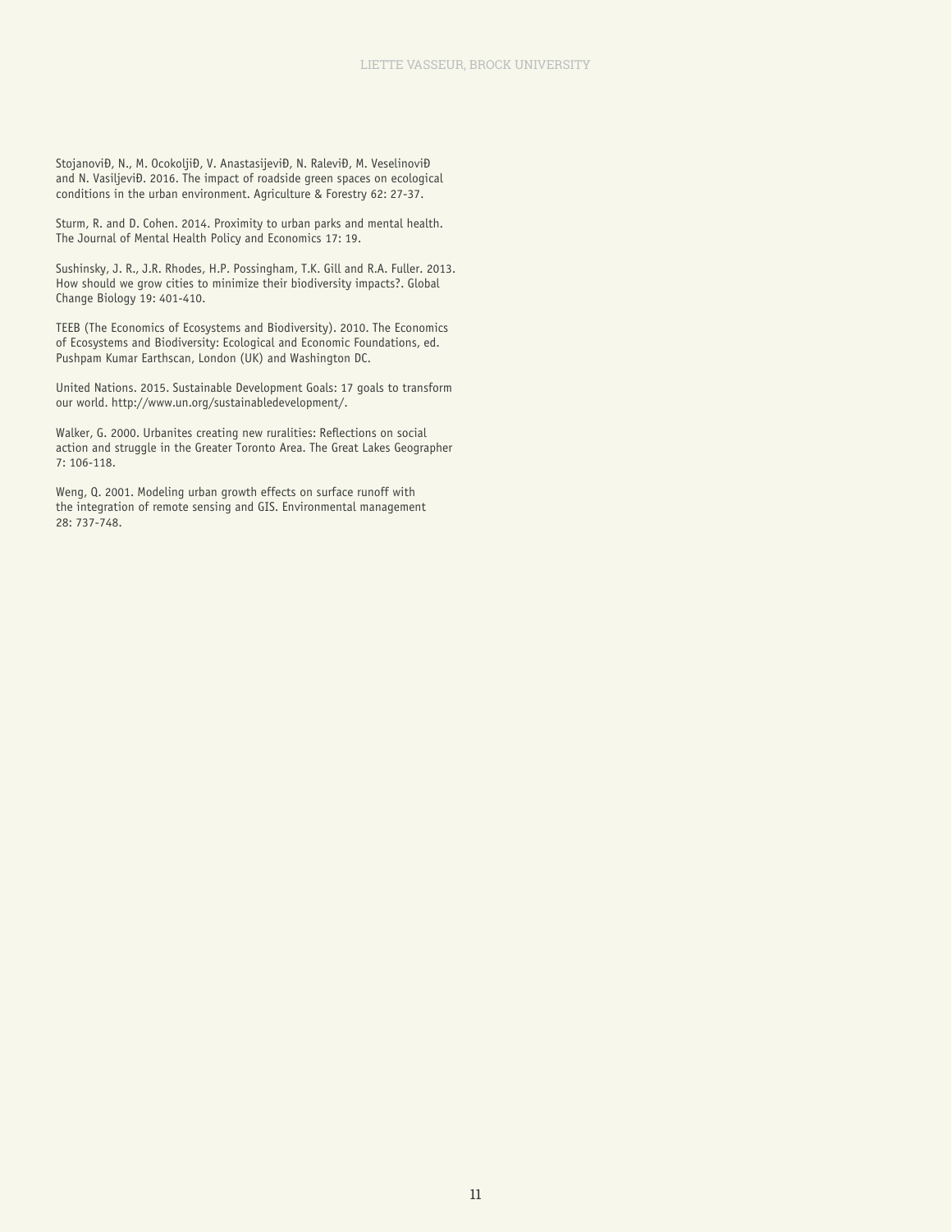StojanoviĐ, N., M. OcokoljiĐ, V. AnastasijeviĐ, N. RaleviĐ, M. VeselinoviĐ and N. VasiljeviĐ. 2016. The impact of roadside green spaces on ecological conditions in the urban environment. Agriculture & Forestry 62: 27-37.

Sturm, R. and D. Cohen. 2014. Proximity to urban parks and mental health. The Journal of Mental Health Policy and Economics 17: 19.

Sushinsky, J. R., J.R. Rhodes, H.P. Possingham, T.K. Gill and R.A. Fuller. 2013. How should we grow cities to minimize their biodiversity impacts?. Global Change Biology 19: 401-410.

TEEB (The Economics of Ecosystems and Biodiversity). 2010. The Economics of Ecosystems and Biodiversity: Ecological and Economic Foundations, ed. Pushpam Kumar Earthscan, London (UK) and Washington DC.

United Nations. 2015. Sustainable Development Goals: 17 goals to transform our world. http://www.un.org/sustainabledevelopment/.

Walker, G. 2000. Urbanites creating new ruralities: Reflections on social action and struggle in the Greater Toronto Area. The Great Lakes Geographer 7: 106-118.

Weng, Q. 2001. Modeling urban growth effects on surface runoff with the integration of remote sensing and GIS. Environmental management 28: 737-748.